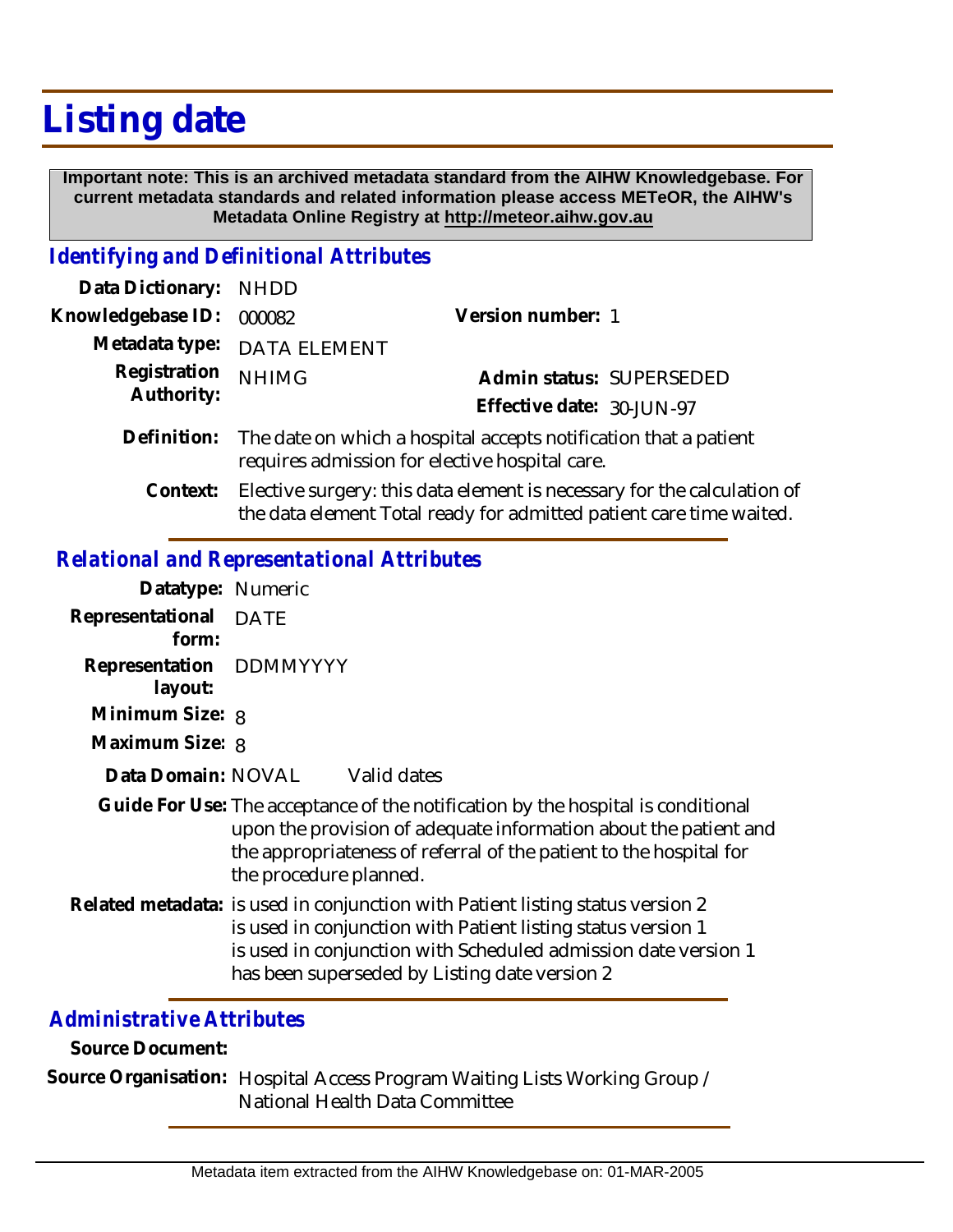# Listing date

**Important note: This is an archived metadata standard from the AIHW Knowledgebase. For current metadata standards and related information please access METeOR, the AIHW's Metadata Online Registry at http://meteor.aihw.gov.au**

## *Identifying and Definitional Attributes*

**Data Dictionary:** NHDD

**Knowledgebase ID:** 000082

**Version number:** 1

**Metadata type:** DATA ELEMENT

**Registration Authority:** NHIMG

**Admin status:** SUPERSEDED

**Effective date:** 30-JUN-97

**Definition:** The date on which a hospital accepts notification that a patient requires admission for elective hospital care.

**Context:** Elective surgery: this data element is necessary for the calculation of the data element Total ready for admitted patient care time waited.

## *Relational and Representational Attributes*

**Datatype:** Numeric

**Representational form:** DATE

**Representation layout:** DDMMYYYY

**Minimum Size:** 8

**Maximum Size:** 8

**Data Domain:** NOVAL Valid dates

**Guide For Use:** The acceptance of the notification by the hospital is conditional upon the provision of adequate information about the patient and the appropriateness of referral of the patient to the hospital for the procedure planned.

**Related metadata:** is used in conjunction with Patient listing status version 2
is used in conjunction with Patient listing status version 1
is used in conjunction with Scheduled admission date version 1
has been superseded by Listing date version 2

## *Administrative Attributes*

**Source Document:**

**Source Organisation:** Hospital Access Program Waiting Lists Working Group / National Health Data Committee

Metadata item extracted from the AIHW Knowledgebase on: 01-MAR-2005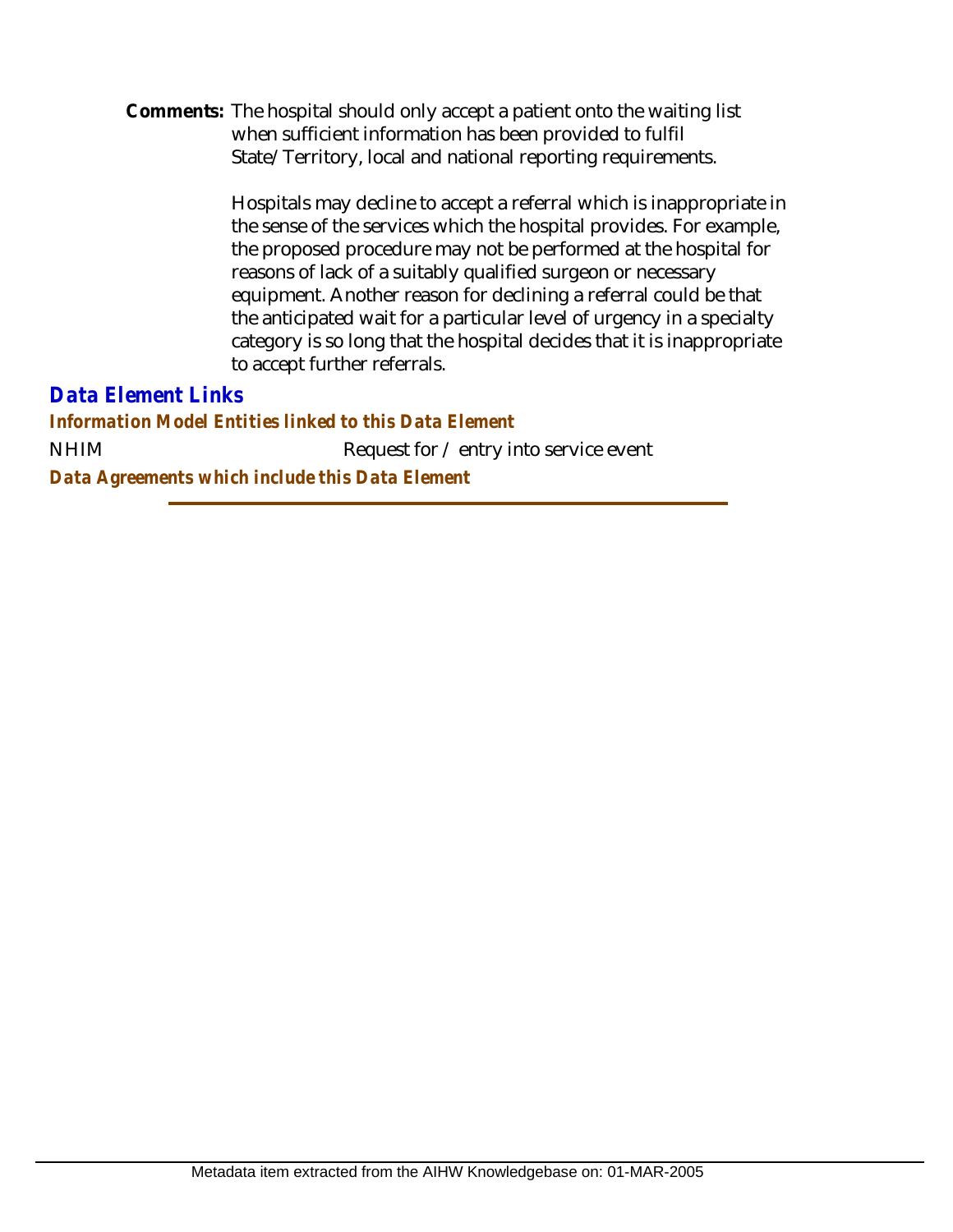**Comments:** The hospital should only accept a patient onto the waiting list when sufficient information has been provided to fulfil State/Territory, local and national reporting requirements.

Hospitals may decline to accept a referral which is inappropriate in the sense of the services which the hospital provides. For example, the proposed procedure may not be performed at the hospital for reasons of lack of a suitably qualified surgeon or necessary equipment. Another reason for declining a referral could be that the anticipated wait for a particular level of urgency in a specialty category is so long that the hospital decides that it is inappropriate to accept further referrals.

## Data Element Links

### Information Model Entities linked to this Data Element

NHIM — Request for / entry into service event

### Data Agreements which include this Data Element

---

Metadata item extracted from the AIHW Knowledgebase on: 01-MAR-2005